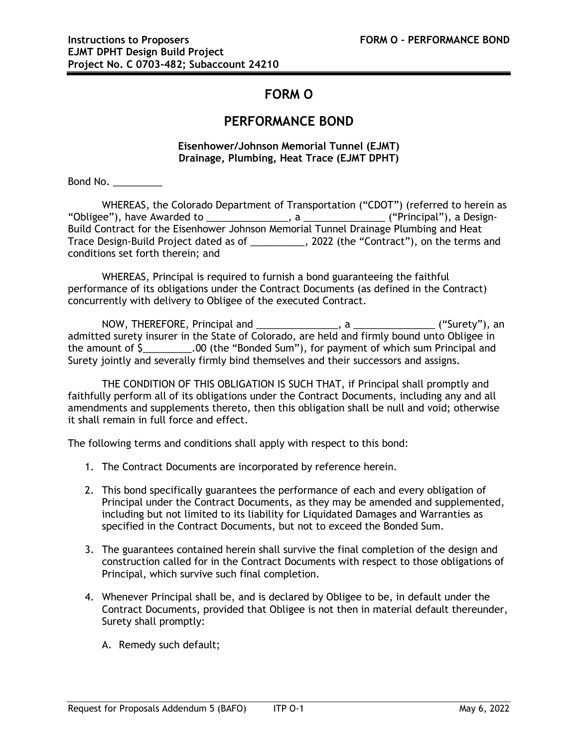# FORM O

## PERFORMANCE BOND

**Eisenhower/Johnson Memorial Tunnel (EJMT)**
**Drainage, Plumbing, Heat Trace (EJMT DPHT)**

Bond No. _________

WHEREAS, the Colorado Department of Transportation ("CDOT") (referred to herein as "Obligee"), have Awarded to _______________, a _______________ ("Principal"), a Design-Build Contract for the Eisenhower Johnson Memorial Tunnel Drainage Plumbing and Heat Trace Design-Build Project dated as of __________, 2022 (the "Contract"), on the terms and conditions set forth therein; and

WHEREAS, Principal is required to furnish a bond guaranteeing the faithful performance of its obligations under the Contract Documents (as defined in the Contract) concurrently with delivery to Obligee of the executed Contract.

NOW, THEREFORE, Principal and _______________, a _______________ ("Surety"), an admitted surety insurer in the State of Colorado, are held and firmly bound unto Obligee in the amount of $_________.00 (the "Bonded Sum"), for payment of which sum Principal and Surety jointly and severally firmly bind themselves and their successors and assigns.

THE CONDITION OF THIS OBLIGATION IS SUCH THAT, if Principal shall promptly and faithfully perform all of its obligations under the Contract Documents, including any and all amendments and supplements thereto, then this obligation shall be null and void; otherwise it shall remain in full force and effect.

The following terms and conditions shall apply with respect to this bond:

1. The Contract Documents are incorporated by reference herein.
2. This bond specifically guarantees the performance of each and every obligation of Principal under the Contract Documents, as they may be amended and supplemented, including but not limited to its liability for Liquidated Damages and Warranties as specified in the Contract Documents, but not to exceed the Bonded Sum.
3. The guarantees contained herein shall survive the final completion of the design and construction called for in the Contract Documents with respect to those obligations of Principal, which survive such final completion.
4. Whenever Principal shall be, and is declared by Obligee to be, in default under the Contract Documents, provided that Obligee is not then in material default thereunder, Surety shall promptly:

   A. Remedy such default;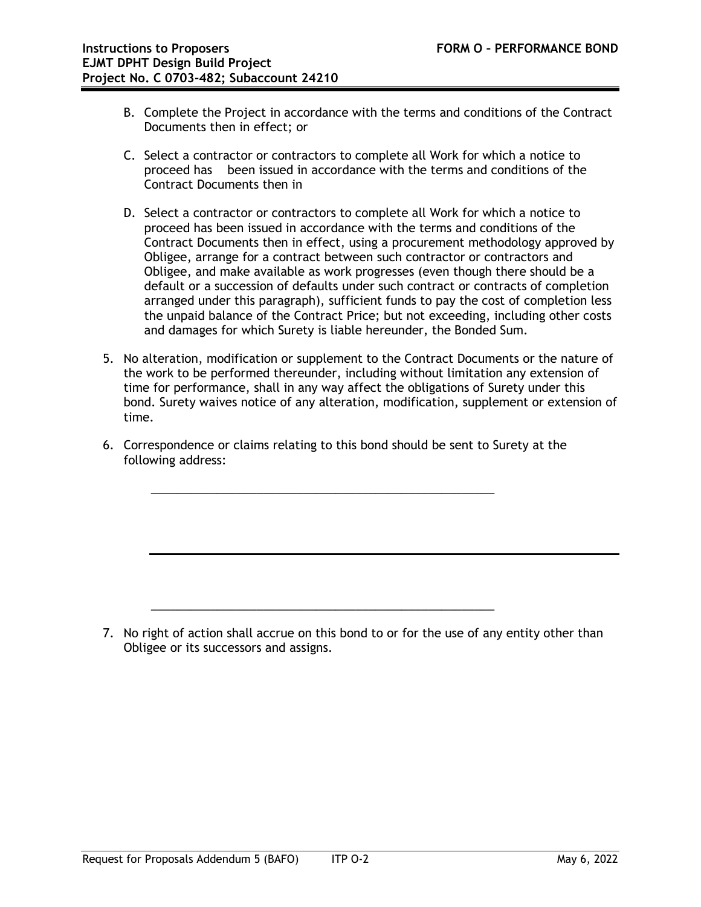B. Complete the Project in accordance with the terms and conditions of the Contract Documents then in effect; or

C. Select a contractor or contractors to complete all Work for which a notice to proceed has been issued in accordance with the terms and conditions of the Contract Documents then in

D. Select a contractor or contractors to complete all Work for which a notice to proceed has been issued in accordance with the terms and conditions of the Contract Documents then in effect, using a procurement methodology approved by Obligee, arrange for a contract between such contractor or contractors and Obligee, and make available as work progresses (even though there should be a default or a succession of defaults under such contract or contracts of completion arranged under this paragraph), sufficient funds to pay the cost of completion less the unpaid balance of the Contract Price; but not exceeding, including other costs and damages for which Surety is liable hereunder, the Bonded Sum.

5. No alteration, modification or supplement to the Contract Documents or the nature of the work to be performed thereunder, including without limitation any extension of time for performance, shall in any way affect the obligations of Surety under this bond. Surety waives notice of any alteration, modification, supplement or extension of time.

6. Correspondence or claims relating to this bond should be sent to Surety at the following address:

_______________________________________________

_______________________________________________

_______________________________________________

7. No right of action shall accrue on this bond to or for the use of any entity other than Obligee or its successors and assigns.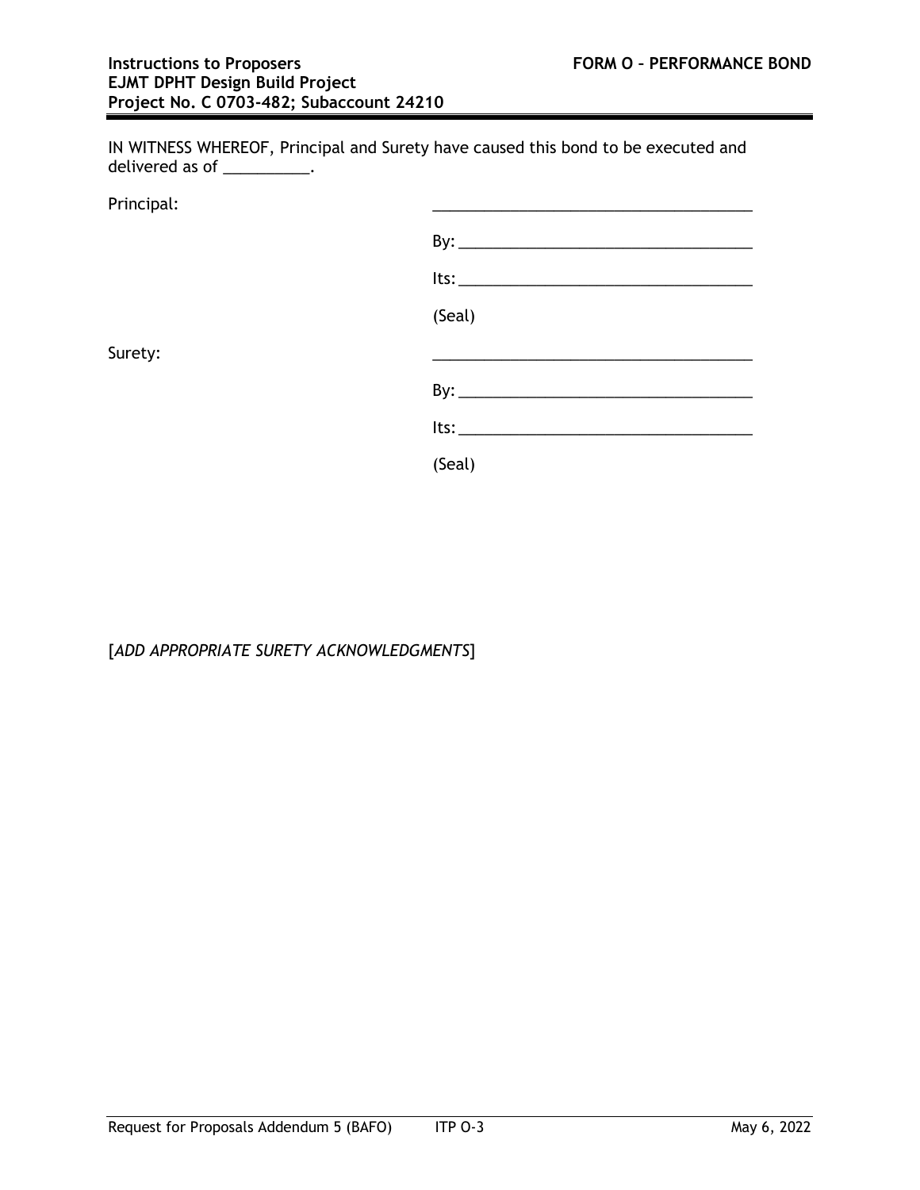IN WITNESS WHEREOF, Principal and Surety have caused this bond to be executed and delivered as of __________.

Principal: ____________________________________

By: ____________________________________

Its: ____________________________________

(Seal)

Surety: ____________________________________

By: ____________________________________

Its: ____________________________________

(Seal)

[*ADD APPROPRIATE SURETY ACKNOWLEDGMENTS*]